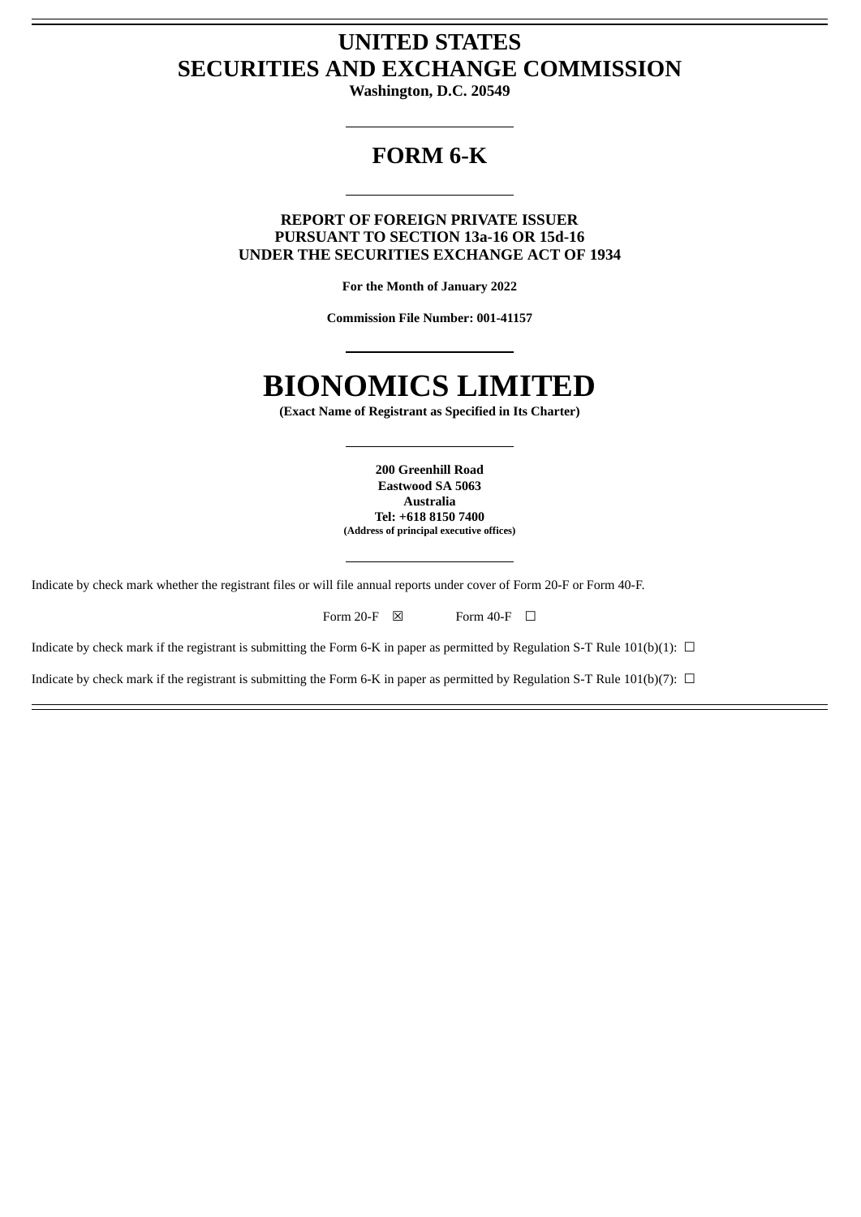# UNITED STATES
# SECURITIES AND EXCHANGE COMMISSION

**Washington, D.C. 20549**

---

## FORM 6-K

---

**REPORT OF FOREIGN PRIVATE ISSUER**
**PURSUANT TO SECTION 13a-16 OR 15d-16**
**UNDER THE SECURITIES EXCHANGE ACT OF 1934**

**For the Month of January 2022**

**Commission File Number: 001-41157**

---

# BIONOMICS LIMITED

**(Exact Name of Registrant as Specified in Its Charter)**

---

**200 Greenhill Road**
**Eastwood SA 5063**
**Australia**
**Tel: +618 8150 7400**
**(Address of principal executive offices)**

---

Indicate by check mark whether the registrant files or will file annual reports under cover of Form 20-F or Form 40-F.

Form 20-F ☒ Form 40-F ☐

Indicate by check mark if the registrant is submitting the Form 6-K in paper as permitted by Regulation S-T Rule 101(b)(1): ☐

Indicate by check mark if the registrant is submitting the Form 6-K in paper as permitted by Regulation S-T Rule 101(b)(7): ☐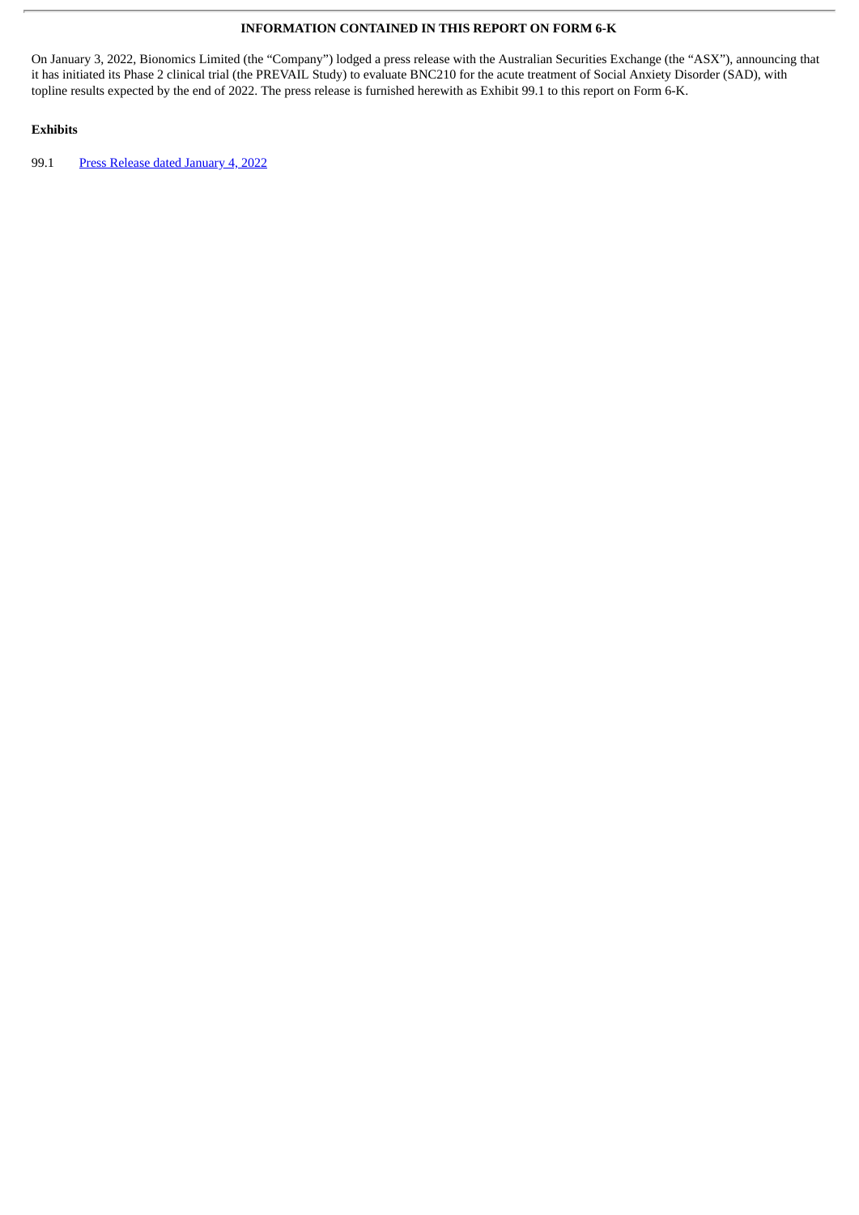**INFORMATION CONTAINED IN THIS REPORT ON FORM 6-K**

On January 3, 2022, Bionomics Limited (the "Company") lodged a press release with the Australian Securities Exchange (the "ASX"), announcing that it has initiated its Phase 2 clinical trial (the PREVAIL Study) to evaluate BNC210 for the acute treatment of Social Anxiety Disorder (SAD), with topline results expected by the end of 2022. The press release is furnished herewith as Exhibit 99.1 to this report on Form 6-K.

**Exhibits**

99.1 Press Release dated January 4, 2022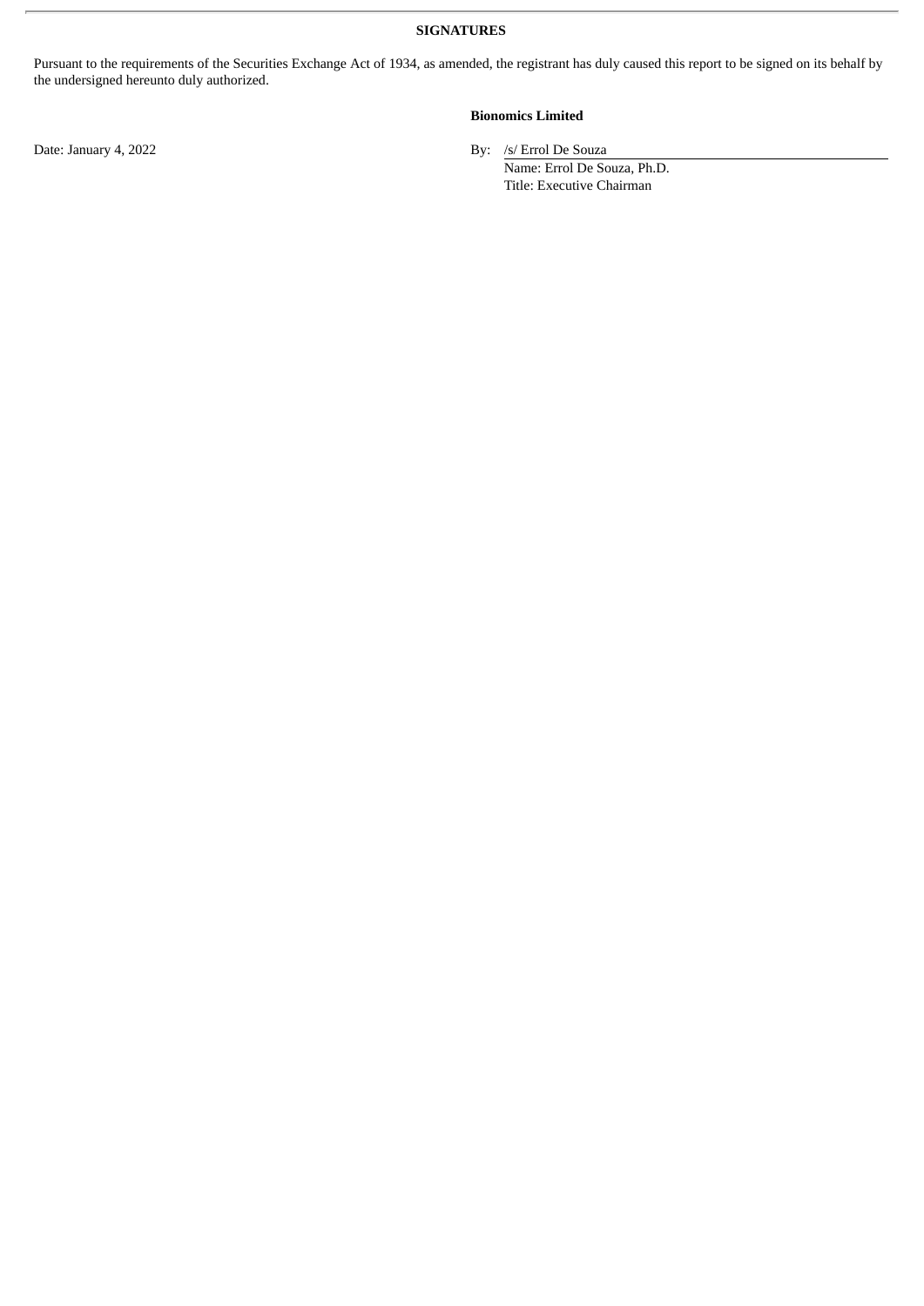**SIGNATURES**

Pursuant to the requirements of the Securities Exchange Act of 1934, as amended, the registrant has duly caused this report to be signed on its behalf by the undersigned hereunto duly authorized.

**Bionomics Limited**

Date: January 4, 2022

By: /s/ Errol De Souza
Name: Errol De Souza, Ph.D.
Title: Executive Chairman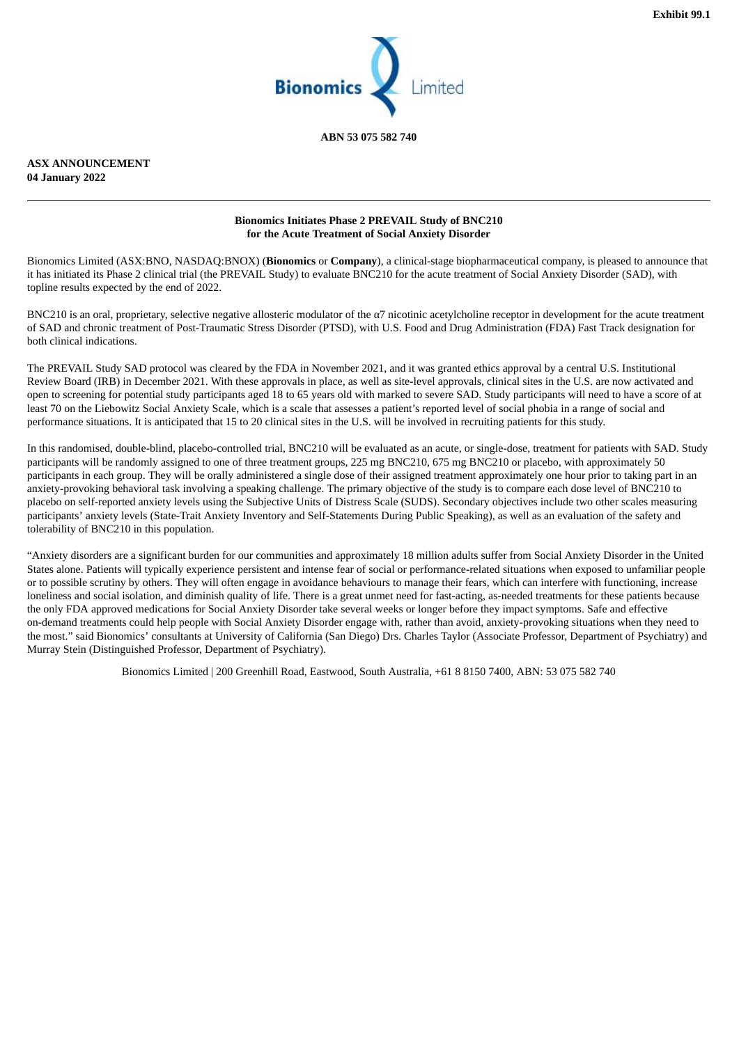Exhibit 99.1

Bionomics Limited

ABN 53 075 582 740

**ASX ANNOUNCEMENT**
**04 January 2022**

---

**Bionomics Initiates Phase 2 PREVAIL Study of BNC210 for the Acute Treatment of Social Anxiety Disorder**

Bionomics Limited (ASX:BNO, NASDAQ:BNOX) (**Bionomics** or **Company**), a clinical-stage biopharmaceutical company, is pleased to announce that it has initiated its Phase 2 clinical trial (the PREVAIL Study) to evaluate BNC210 for the acute treatment of Social Anxiety Disorder (SAD), with topline results expected by the end of 2022.

BNC210 is an oral, proprietary, selective negative allosteric modulator of the α7 nicotinic acetylcholine receptor in development for the acute treatment of SAD and chronic treatment of Post-Traumatic Stress Disorder (PTSD), with U.S. Food and Drug Administration (FDA) Fast Track designation for both clinical indications.

The PREVAIL Study SAD protocol was cleared by the FDA in November 2021, and it was granted ethics approval by a central U.S. Institutional Review Board (IRB) in December 2021. With these approvals in place, as well as site-level approvals, clinical sites in the U.S. are now activated and open to screening for potential study participants aged 18 to 65 years old with marked to severe SAD. Study participants will need to have a score of at least 70 on the Liebowitz Social Anxiety Scale, which is a scale that assesses a patient's reported level of social phobia in a range of social and performance situations. It is anticipated that 15 to 20 clinical sites in the U.S. will be involved in recruiting patients for this study.

In this randomised, double-blind, placebo-controlled trial, BNC210 will be evaluated as an acute, or single-dose, treatment for patients with SAD. Study participants will be randomly assigned to one of three treatment groups, 225 mg BNC210, 675 mg BNC210 or placebo, with approximately 50 participants in each group. They will be orally administered a single dose of their assigned treatment approximately one hour prior to taking part in an anxiety-provoking behavioral task involving a speaking challenge. The primary objective of the study is to compare each dose level of BNC210 to placebo on self-reported anxiety levels using the Subjective Units of Distress Scale (SUDS). Secondary objectives include two other scales measuring participants' anxiety levels (State-Trait Anxiety Inventory and Self-Statements During Public Speaking), as well as an evaluation of the safety and tolerability of BNC210 in this population.

"Anxiety disorders are a significant burden for our communities and approximately 18 million adults suffer from Social Anxiety Disorder in the United States alone. Patients will typically experience persistent and intense fear of social or performance-related situations when exposed to unfamiliar people or to possible scrutiny by others. They will often engage in avoidance behaviours to manage their fears, which can interfere with functioning, increase loneliness and social isolation, and diminish quality of life. There is a great unmet need for fast-acting, as-needed treatments for these patients because the only FDA approved medications for Social Anxiety Disorder take several weeks or longer before they impact symptoms. Safe and effective on-demand treatments could help people with Social Anxiety Disorder engage with, rather than avoid, anxiety-provoking situations when they need to the most." said Bionomics' consultants at University of California (San Diego) Drs. Charles Taylor (Associate Professor, Department of Psychiatry) and Murray Stein (Distinguished Professor, Department of Psychiatry).

Bionomics Limited | 200 Greenhill Road, Eastwood, South Australia, +61 8 8150 7400, ABN: 53 075 582 740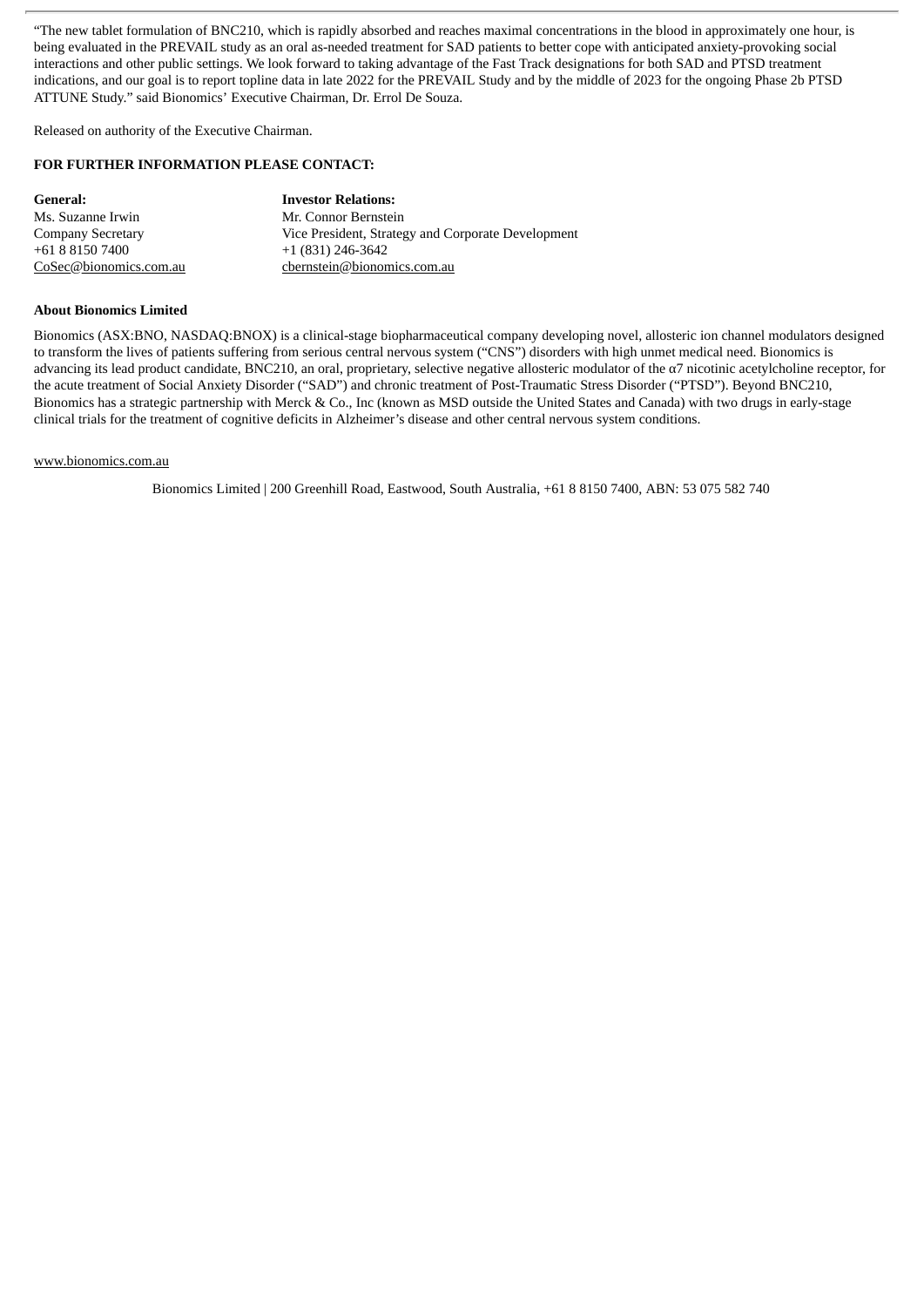"The new tablet formulation of BNC210, which is rapidly absorbed and reaches maximal concentrations in the blood in approximately one hour, is being evaluated in the PREVAIL study as an oral as-needed treatment for SAD patients to better cope with anticipated anxiety-provoking social interactions and other public settings. We look forward to taking advantage of the Fast Track designations for both SAD and PTSD treatment indications, and our goal is to report topline data in late 2022 for the PREVAIL Study and by the middle of 2023 for the ongoing Phase 2b PTSD ATTUNE Study." said Bionomics' Executive Chairman, Dr. Errol De Souza.

Released on authority of the Executive Chairman.

**FOR FURTHER INFORMATION PLEASE CONTACT:**

| **General:** | **Investor Relations:** |
|---|---|
| Ms. Suzanne Irwin | Mr. Connor Bernstein |
| Company Secretary | Vice President, Strategy and Corporate Development |
| +61 8 8150 7400 | +1 (831) 246-3642 |
| CoSec@bionomics.com.au | cbernstein@bionomics.com.au |

**About Bionomics Limited**

Bionomics (ASX:BNO, NASDAQ:BNOX) is a clinical-stage biopharmaceutical company developing novel, allosteric ion channel modulators designed to transform the lives of patients suffering from serious central nervous system ("CNS") disorders with high unmet medical need. Bionomics is advancing its lead product candidate, BNC210, an oral, proprietary, selective negative allosteric modulator of the α7 nicotinic acetylcholine receptor, for the acute treatment of Social Anxiety Disorder ("SAD") and chronic treatment of Post-Traumatic Stress Disorder ("PTSD"). Beyond BNC210, Bionomics has a strategic partnership with Merck & Co., Inc (known as MSD outside the United States and Canada) with two drugs in early-stage clinical trials for the treatment of cognitive deficits in Alzheimer's disease and other central nervous system conditions.

www.bionomics.com.au

Bionomics Limited | 200 Greenhill Road, Eastwood, South Australia, +61 8 8150 7400, ABN: 53 075 582 740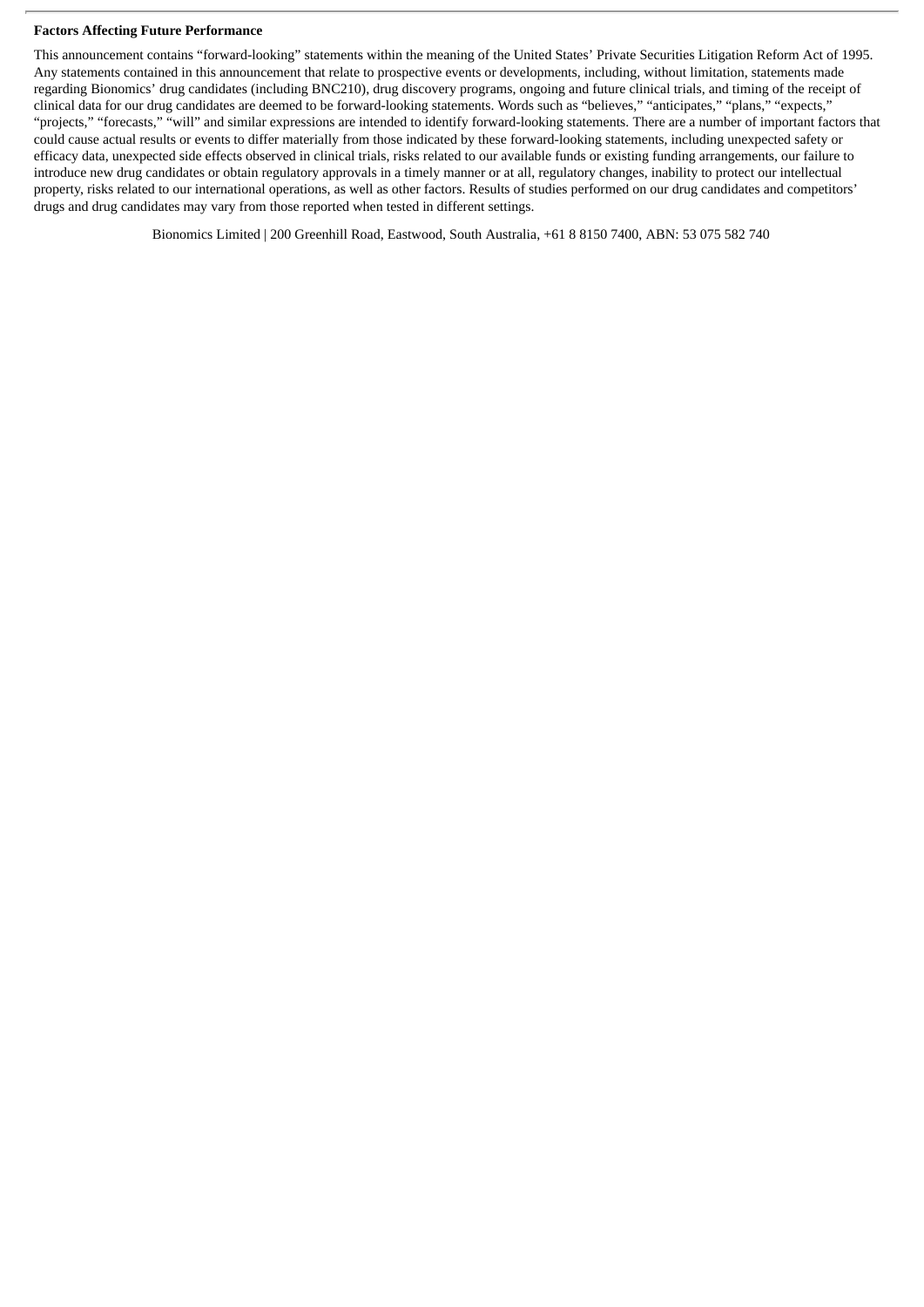**Factors Affecting Future Performance**

This announcement contains "forward-looking" statements within the meaning of the United States' Private Securities Litigation Reform Act of 1995. Any statements contained in this announcement that relate to prospective events or developments, including, without limitation, statements made regarding Bionomics' drug candidates (including BNC210), drug discovery programs, ongoing and future clinical trials, and timing of the receipt of clinical data for our drug candidates are deemed to be forward-looking statements. Words such as "believes," "anticipates," "plans," "expects," "projects," "forecasts," "will" and similar expressions are intended to identify forward-looking statements. There are a number of important factors that could cause actual results or events to differ materially from those indicated by these forward-looking statements, including unexpected safety or efficacy data, unexpected side effects observed in clinical trials, risks related to our available funds or existing funding arrangements, our failure to introduce new drug candidates or obtain regulatory approvals in a timely manner or at all, regulatory changes, inability to protect our intellectual property, risks related to our international operations, as well as other factors. Results of studies performed on our drug candidates and competitors' drugs and drug candidates may vary from those reported when tested in different settings.

Bionomics Limited | 200 Greenhill Road, Eastwood, South Australia, +61 8 8150 7400, ABN: 53 075 582 740